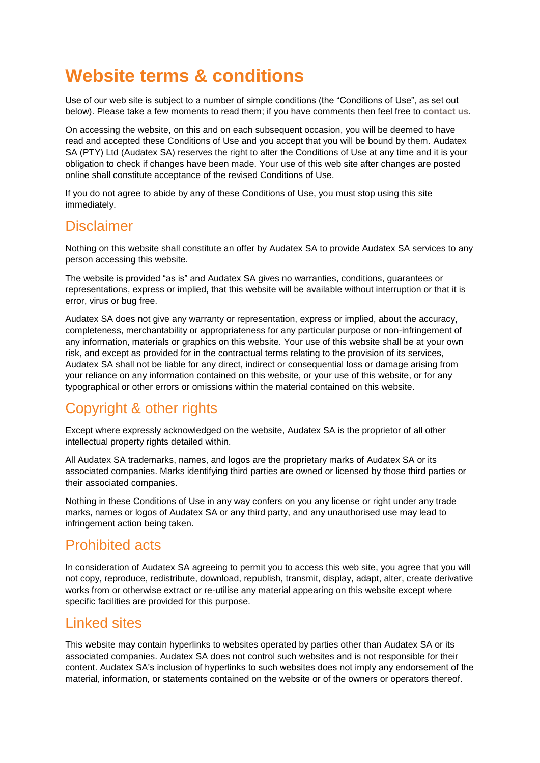# Website terms & conditions

Use of our web site is subject to a number of simple conditions (the "Conditions of Use", as set out below). Please take a few moments to read them; if you have comments then feel free to **contact us**.

On accessing the website, on this and on each subsequent occasion, you will be deemed to have read and accepted these Conditions of Use and you accept that you will be bound by them. Audatex SA (PTY) Ltd (Audatex SA) reserves the right to alter the Conditions of Use at any time and it is your obligation to check if changes have been made. Your use of this web site after changes are posted online shall constitute acceptance of the revised Conditions of Use.

If you do not agree to abide by any of these Conditions of Use, you must stop using this site immediately.

## Disclaimer

Nothing on this website shall constitute an offer by Audatex SA to provide Audatex SA services to any person accessing this website.

The website is provided "as is" and Audatex SA gives no warranties, conditions, guarantees or representations, express or implied, that this website will be available without interruption or that it is error, virus or bug free.

Audatex SA does not give any warranty or representation, express or implied, about the accuracy, completeness, merchantability or appropriateness for any particular purpose or non-infringement of any information, materials or graphics on this website. Your use of this website shall be at your own risk, and except as provided for in the contractual terms relating to the provision of its services, Audatex SA shall not be liable for any direct, indirect or consequential loss or damage arising from your reliance on any information contained on this website, or your use of this website, or for any typographical or other errors or omissions within the material contained on this website.

## Copyright & other rights

Except where expressly acknowledged on the website, Audatex SA is the proprietor of all other intellectual property rights detailed within.

All Audatex SA trademarks, names, and logos are the proprietary marks of Audatex SA or its associated companies. Marks identifying third parties are owned or licensed by those third parties or their associated companies.

Nothing in these Conditions of Use in any way confers on you any license or right under any trade marks, names or logos of Audatex SA or any third party, and any unauthorised use may lead to infringement action being taken.

## Prohibited acts

In consideration of Audatex SA agreeing to permit you to access this web site, you agree that you will not copy, reproduce, redistribute, download, republish, transmit, display, adapt, alter, create derivative works from or otherwise extract or re-utilise any material appearing on this website except where specific facilities are provided for this purpose.

## Linked sites

This website may contain hyperlinks to websites operated by parties other than Audatex SA or its associated companies. Audatex SA does not control such websites and is not responsible for their content. Audatex SA's inclusion of hyperlinks to such websites does not imply any endorsement of the material, information, or statements contained on the website or of the owners or operators thereof.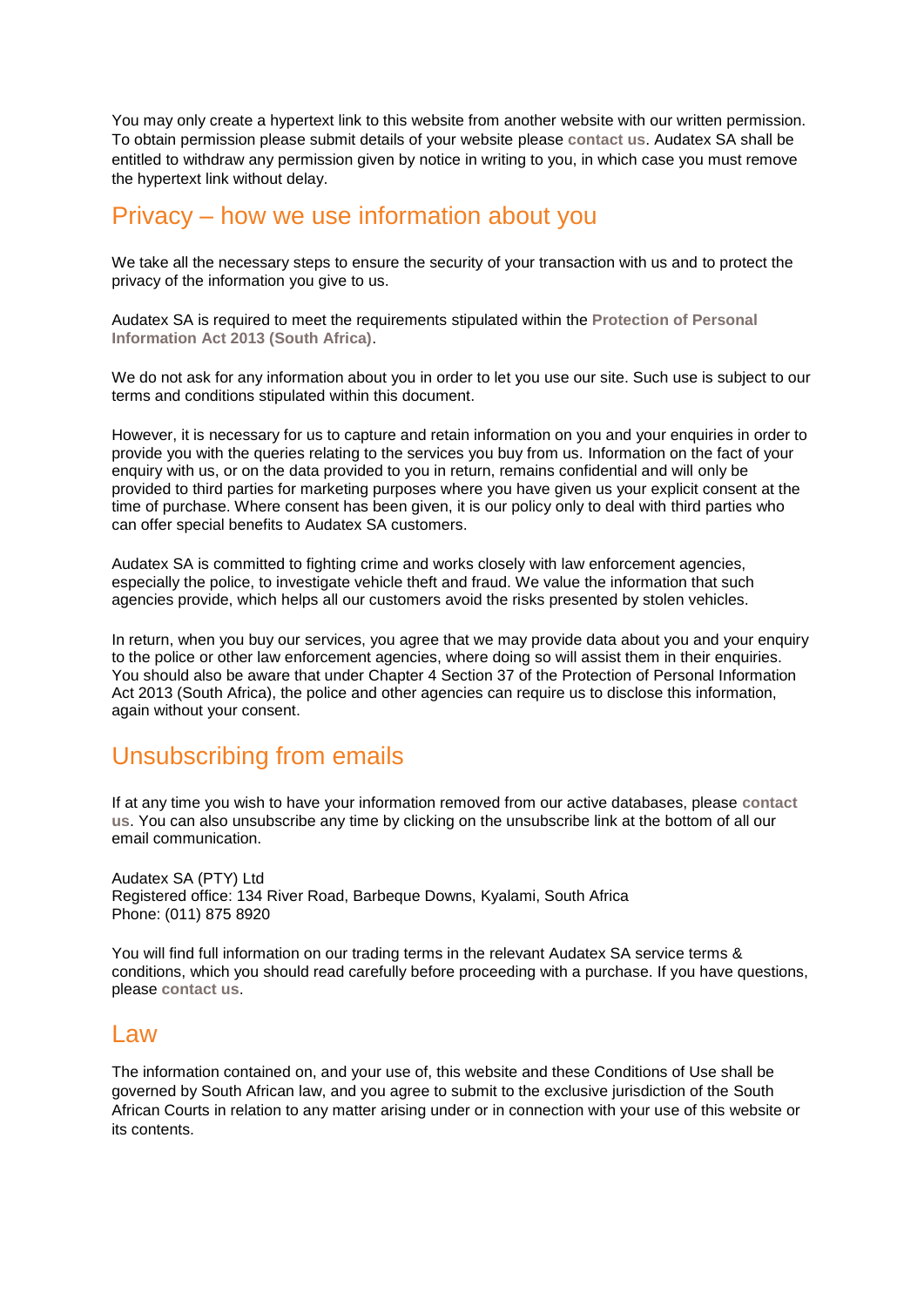You may only create a hypertext link to this website from another website with our written permission. To obtain permission please submit details of your website please **contact us**. Audatex SA shall be entitled to withdraw any permission given by notice in writing to you, in which case you must remove the hypertext link without delay.

## Privacy – how we use information about you

We take all the necessary steps to ensure the security of your transaction with us and to protect the privacy of the information you give to us.

Audatex SA is required to meet the requirements stipulated within the **Protection of Personal Information Act 2013 (South Africa)**.

We do not ask for any information about you in order to let you use our site. Such use is subject to our terms and conditions stipulated within this document.

However, it is necessary for us to capture and retain information on you and your enquiries in order to provide you with the queries relating to the services you buy from us. Information on the fact of your enquiry with us, or on the data provided to you in return, remains confidential and will only be provided to third parties for marketing purposes where you have given us your explicit consent at the time of purchase. Where consent has been given, it is our policy only to deal with third parties who can offer special benefits to Audatex SA customers.

Audatex SA is committed to fighting crime and works closely with law enforcement agencies, especially the police, to investigate vehicle theft and fraud. We value the information that such agencies provide, which helps all our customers avoid the risks presented by stolen vehicles.

In return, when you buy our services, you agree that we may provide data about you and your enquiry to the police or other law enforcement agencies, where doing so will assist them in their enquiries. You should also be aware that under Chapter 4 Section 37 of the Protection of Personal Information Act 2013 (South Africa), the police and other agencies can require us to disclose this information, again without your consent.

## Unsubscribing from emails

If at any time you wish to have your information removed from our active databases, please **contact us**. You can also unsubscribe any time by clicking on the unsubscribe link at the bottom of all our email communication.

Audatex SA (PTY) Ltd
Registered office: 134 River Road, Barbeque Downs, Kyalami, South Africa
Phone: (011) 875 8920

You will find full information on our trading terms in the relevant Audatex SA service terms & conditions, which you should read carefully before proceeding with a purchase. If you have questions, please **contact us**.

## Law

The information contained on, and your use of, this website and these Conditions of Use shall be governed by South African law, and you agree to submit to the exclusive jurisdiction of the South African Courts in relation to any matter arising under or in connection with your use of this website or its contents.